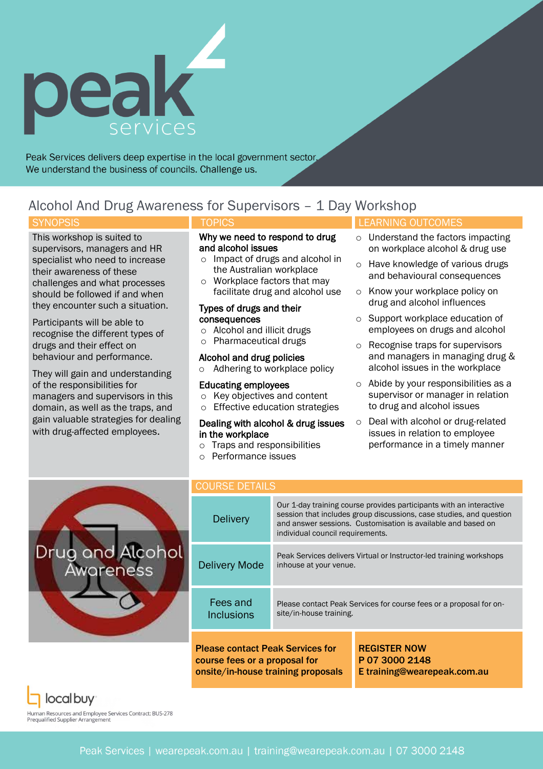peak services

Peak Services delivers deep expertise in the local government sector. We understand the business of councils. Challenge us.

# Alcohol And Drug Awareness for Supervisors – 1 Day Workshop

## SYNOPSIS

This workshop is suited to supervisors, managers and HR specialist who need to increase their awareness of these challenges and what processes should be followed if and when they encounter such a situation.

Participants will be able to recognise the different types of drugs and their effect on behaviour and performance.

They will gain and understanding of the responsibilities for managers and supervisors in this domain, as well as the traps, and gain valuable strategies for dealing with drug-affected employees.

## TOPICS

**Why we need to respond to drug and alcohol issues**

- Impact of drugs and alcohol in the Australian workplace
- Workplace factors that may facilitate drug and alcohol use

**Types of drugs and their consequences**

- Alcohol and illicit drugs
- Pharmaceutical drugs

**Alcohol and drug policies**

- Adhering to workplace policy

**Educating employees**

- Key objectives and content
- Effective education strategies

**Dealing with alcohol & drug issues in the workplace**

- Traps and responsibilities
- Performance issues

## LEARNING OUTCOMES

- Understand the factors impacting on workplace alcohol & drug use
- Have knowledge of various drugs and behavioural consequences
- Know your workplace policy on drug and alcohol influences
- Support workplace education of employees on drugs and alcohol
- Recognise traps for supervisors and managers in managing drug & alcohol issues in the workplace
- Abide by your responsibilities as a supervisor or manager in relation to drug and alcohol issues
- Deal with alcohol or drug-related issues in relation to employee performance in a timely manner

Drug and Alcohol Awareness

## COURSE DETAILS

| | |
|---|---|
| Delivery | Our 1-day training course provides participants with an interactive session that includes group discussions, case studies, and question and answer sessions. Customisation is available and based on individual council requirements. |
| Delivery Mode | Peak Services delivers Virtual or Instructor-led training workshops inhouse at your venue. |
| Fees and Inclusions | Please contact Peak Services for course fees or a proposal for on-site/in-house training. |

**Please contact Peak Services for course fees or a proposal for onsite/in-house training proposals**

**REGISTER NOW**
**P 07 3000 2148**
**E training@wearepeak.com.au**

local buy
Human Resources and Employee Services Contract: BUS-278
Prequalified Supplier Arrangement

Peak Services | wearepeak.com.au | training@wearepeak.com.au | 07 3000 2148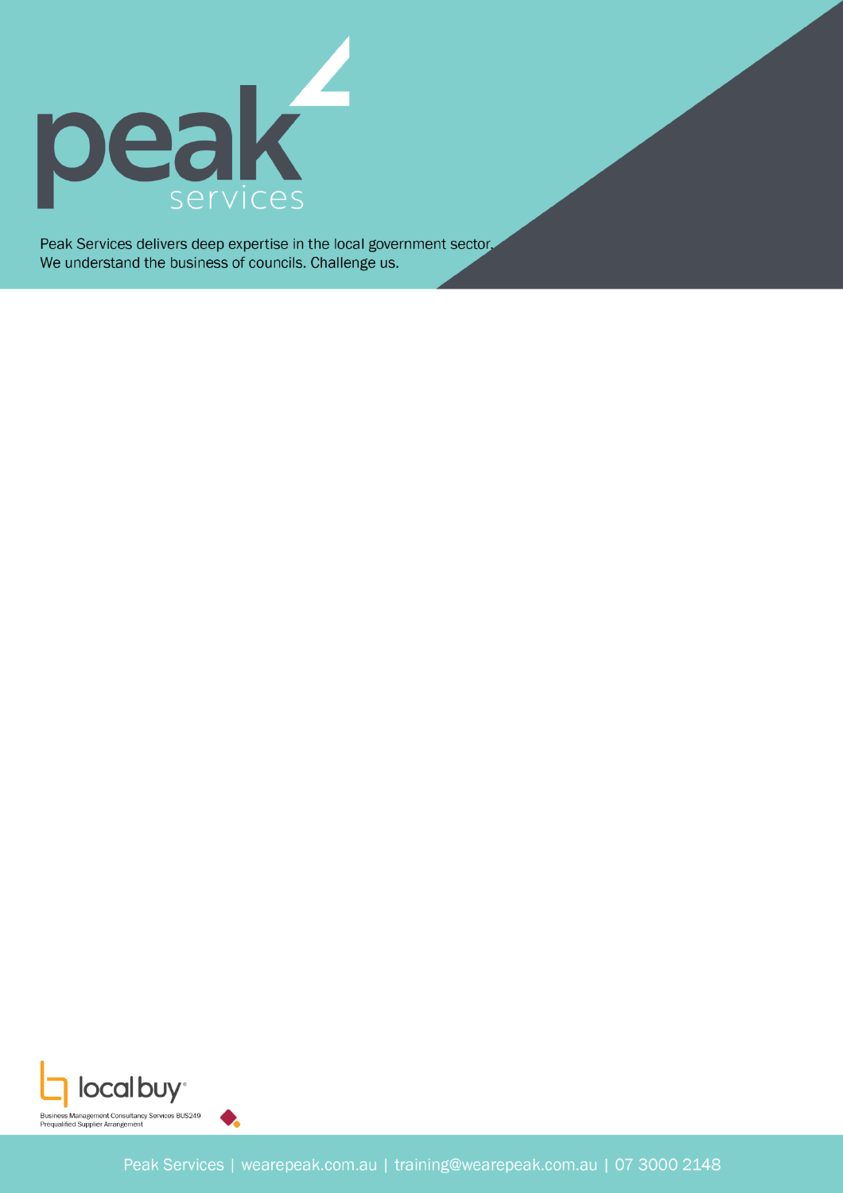Peak Services delivers deep expertise in the local government sector.
We understand the business of councils. Challenge us.

Business Management Consultancy Services BUS249
Prequalified Supplier Arrangement

Peak Services | wearepeak.com.au | training@wearepeak.com.au | 07 3000 2148